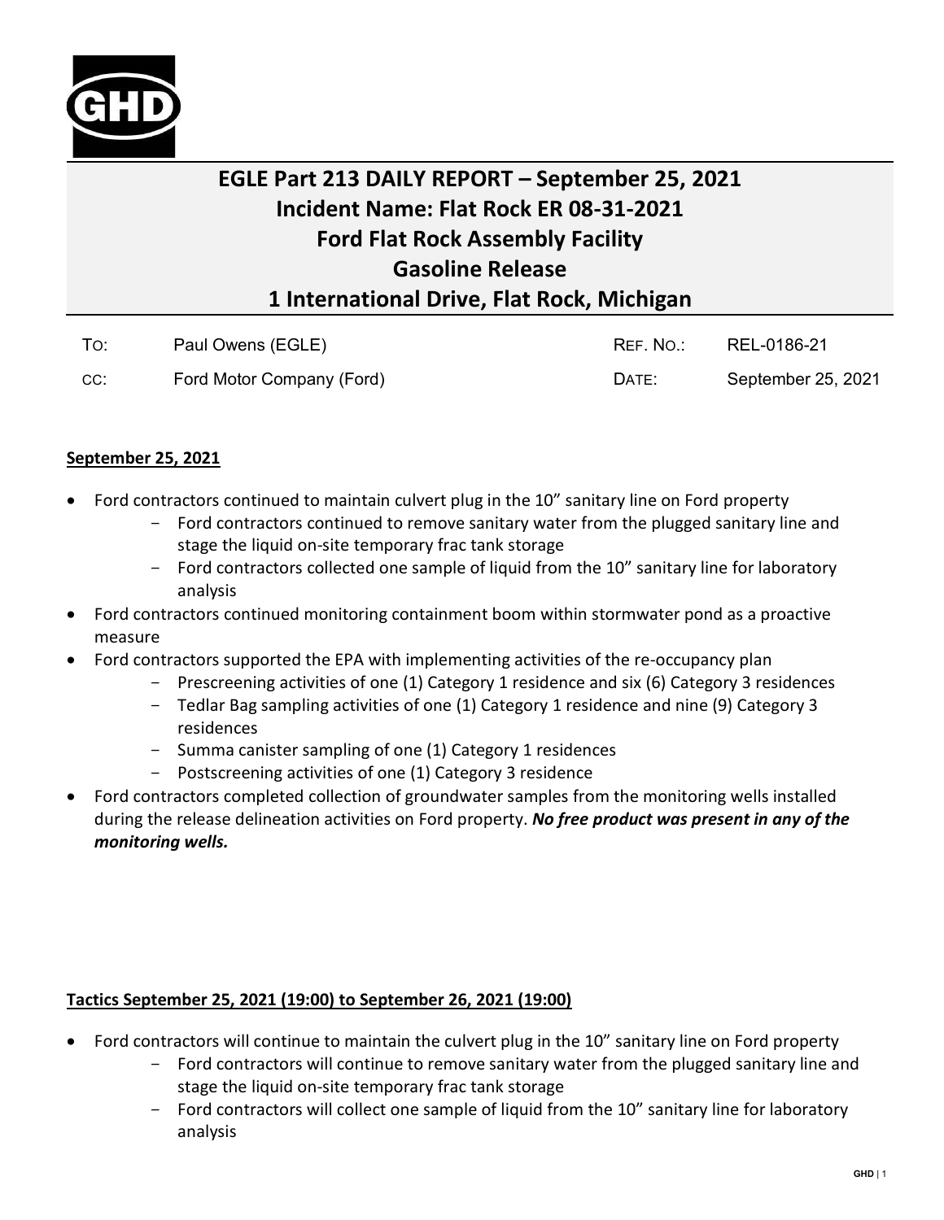# EGLE Part 213 DAILY REPORT – September 25, 2021
# Incident Name: Flat Rock ER 08-31-2021
# Ford Flat Rock Assembly Facility
# Gasoline Release
# 1 International Drive, Flat Rock, Michigan

| | | | |
|---|---|---|---|
| To: | Paul Owens (EGLE) | Ref. No.: | REL-0186-21 |
| cc: | Ford Motor Company (Ford) | Date: | September 25, 2021 |

## September 25, 2021

- Ford contractors continued to maintain culvert plug in the 10" sanitary line on Ford property
    - Ford contractors continued to remove sanitary water from the plugged sanitary line and stage the liquid on-site temporary frac tank storage
    - Ford contractors collected one sample of liquid from the 10" sanitary line for laboratory analysis
- Ford contractors continued monitoring containment boom within stormwater pond as a proactive measure
- Ford contractors supported the EPA with implementing activities of the re-occupancy plan
    - Prescreening activities of one (1) Category 1 residence and six (6) Category 3 residences
    - Tedlar Bag sampling activities of one (1) Category 1 residence and nine (9) Category 3 residences
    - Summa canister sampling of one (1) Category 1 residences
    - Postscreening activities of one (1) Category 3 residence
- Ford contractors completed collection of groundwater samples from the monitoring wells installed during the release delineation activities on Ford property. ***No free product was present in any of the monitoring wells.***

## Tactics September 25, 2021 (19:00) to September 26, 2021 (19:00)

- Ford contractors will continue to maintain the culvert plug in the 10" sanitary line on Ford property
    - Ford contractors will continue to remove sanitary water from the plugged sanitary line and stage the liquid on-site temporary frac tank storage
    - Ford contractors will collect one sample of liquid from the 10" sanitary line for laboratory analysis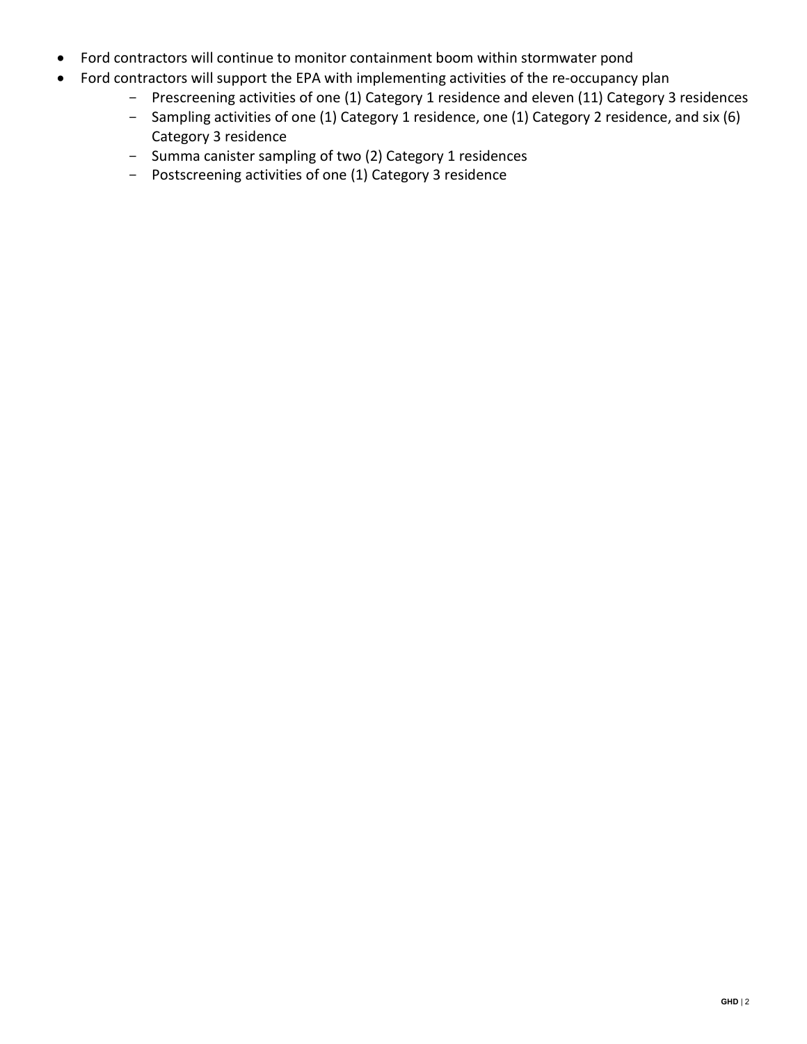- Ford contractors will continue to monitor containment boom within stormwater pond
- Ford contractors will support the EPA with implementing activities of the re-occupancy plan
  - Prescreening activities of one (1) Category 1 residence and eleven (11) Category 3 residences
  - Sampling activities of one (1) Category 1 residence, one (1) Category 2 residence, and six (6) Category 3 residence
  - Summa canister sampling of two (2) Category 1 residences
  - Postscreening activities of one (1) Category 3 residence